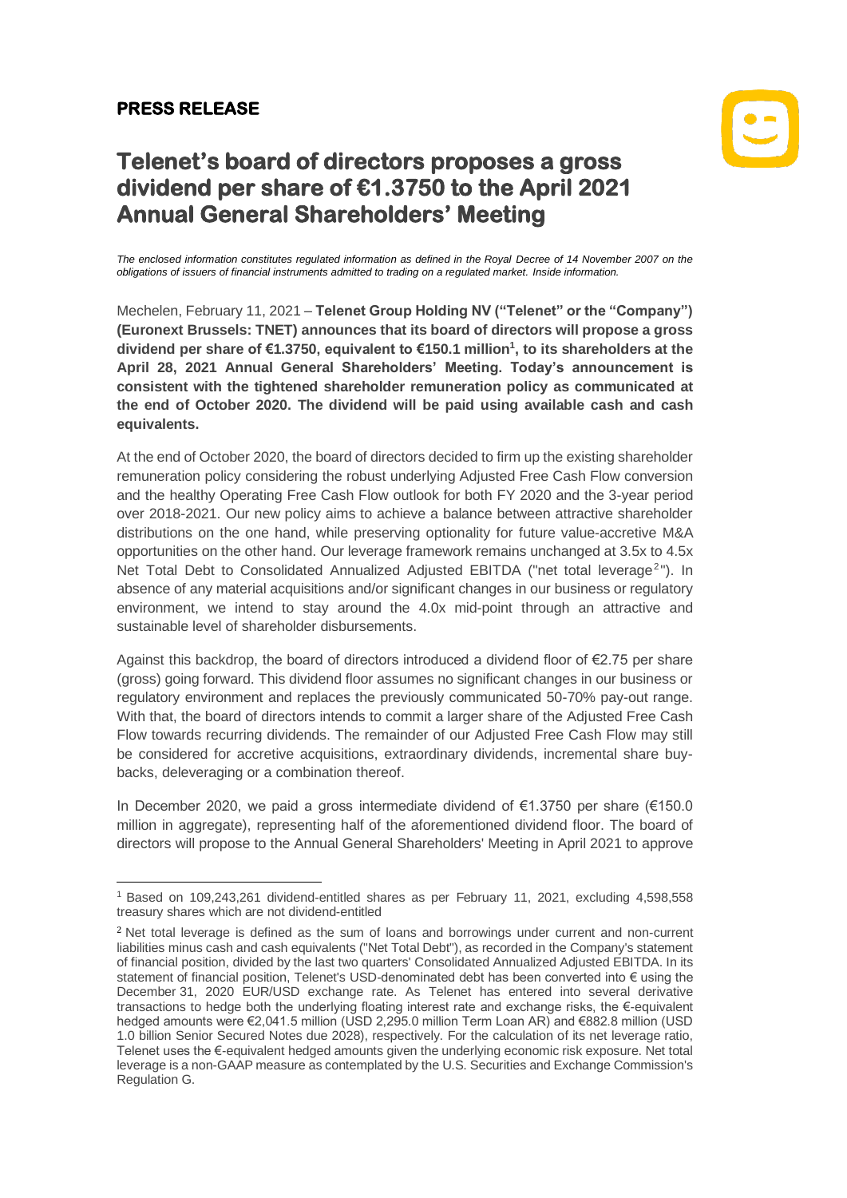**PRESS RELEASE**

# Telenet's board of directors proposes a gross dividend per share of €1.3750 to the April 2021 Annual General Shareholders' Meeting

*The enclosed information constitutes regulated information as defined in the Royal Decree of 14 November 2007 on the obligations of issuers of financial instruments admitted to trading on a regulated market. Inside information.*

Mechelen, February 11, 2021 – **Telenet Group Holding NV ("Telenet" or the "Company") (Euronext Brussels: TNET) announces that its board of directors will propose a gross dividend per share of €1.3750, equivalent to €150.1 million[1], to its shareholders at the April 28, 2021 Annual General Shareholders' Meeting. Today's announcement is consistent with the tightened shareholder remuneration policy as communicated at the end of October 2020. The dividend will be paid using available cash and cash equivalents.**

At the end of October 2020, the board of directors decided to firm up the existing shareholder remuneration policy considering the robust underlying Adjusted Free Cash Flow conversion and the healthy Operating Free Cash Flow outlook for both FY 2020 and the 3-year period over 2018-2021. Our new policy aims to achieve a balance between attractive shareholder distributions on the one hand, while preserving optionality for future value-accretive M&A opportunities on the other hand. Our leverage framework remains unchanged at 3.5x to 4.5x Net Total Debt to Consolidated Annualized Adjusted EBITDA ("net total leverage[2]"). In absence of any material acquisitions and/or significant changes in our business or regulatory environment, we intend to stay around the 4.0x mid-point through an attractive and sustainable level of shareholder disbursements.

Against this backdrop, the board of directors introduced a dividend floor of €2.75 per share (gross) going forward. This dividend floor assumes no significant changes in our business or regulatory environment and replaces the previously communicated 50-70% pay-out range. With that, the board of directors intends to commit a larger share of the Adjusted Free Cash Flow towards recurring dividends. The remainder of our Adjusted Free Cash Flow may still be considered for accretive acquisitions, extraordinary dividends, incremental share buy-backs, deleveraging or a combination thereof.

In December 2020, we paid a gross intermediate dividend of €1.3750 per share (€150.0 million in aggregate), representing half of the aforementioned dividend floor. The board of directors will propose to the Annual General Shareholders' Meeting in April 2021 to approve

---

[1] Based on 109,243,261 dividend-entitled shares as per February 11, 2021, excluding 4,598,558 treasury shares which are not dividend-entitled

[2] Net total leverage is defined as the sum of loans and borrowings under current and non-current liabilities minus cash and cash equivalents ("Net Total Debt"), as recorded in the Company's statement of financial position, divided by the last two quarters' Consolidated Annualized Adjusted EBITDA. In its statement of financial position, Telenet's USD-denominated debt has been converted into € using the December 31, 2020 EUR/USD exchange rate. As Telenet has entered into several derivative transactions to hedge both the underlying floating interest rate and exchange risks, the €-equivalent hedged amounts were €2,041.5 million (USD 2,295.0 million Term Loan AR) and €882.8 million (USD 1.0 billion Senior Secured Notes due 2028), respectively. For the calculation of its net leverage ratio, Telenet uses the €-equivalent hedged amounts given the underlying economic risk exposure. Net total leverage is a non-GAAP measure as contemplated by the U.S. Securities and Exchange Commission's Regulation G.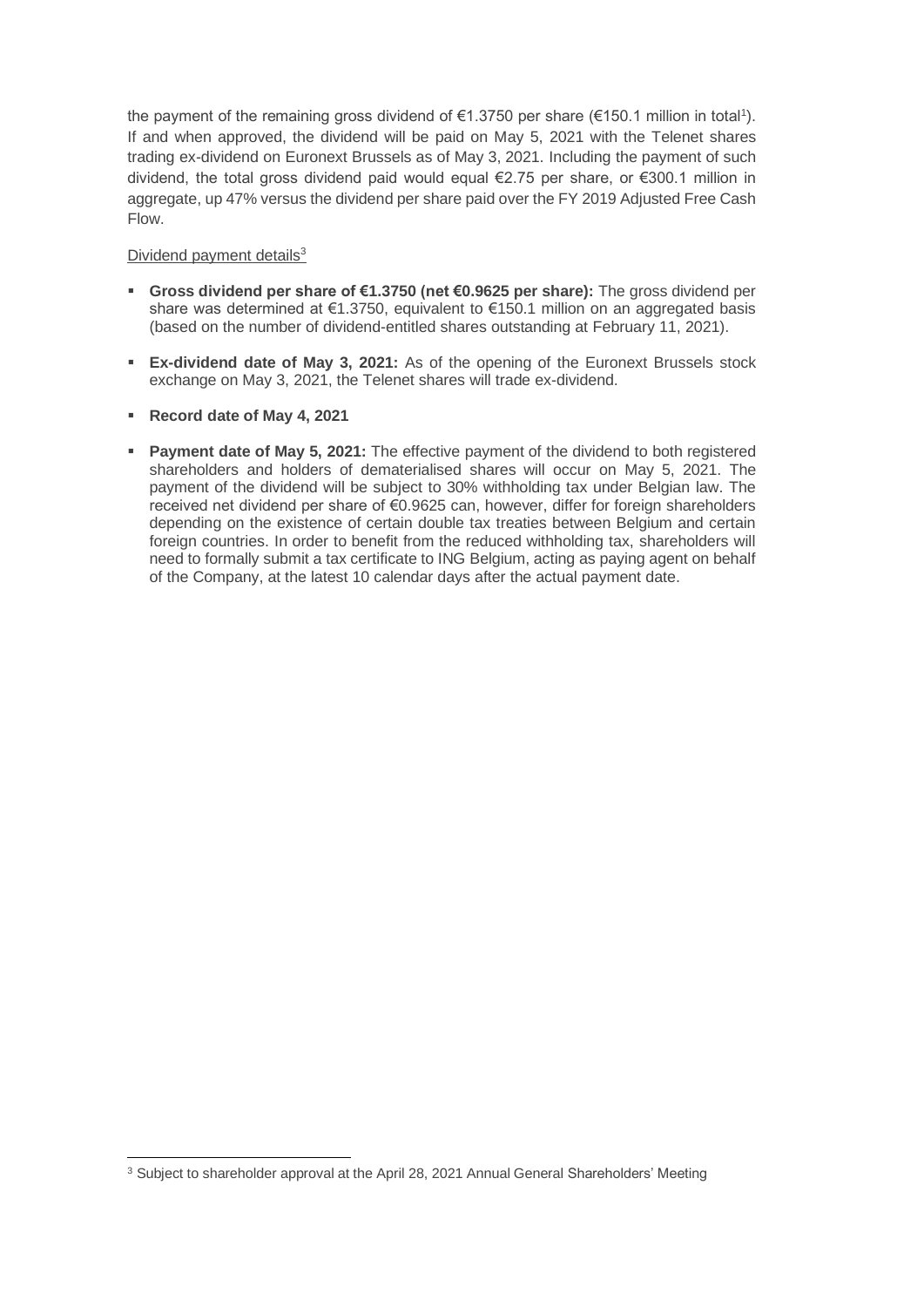the payment of the remaining gross dividend of €1.3750 per share (€150.1 million in total[1]). If and when approved, the dividend will be paid on May 5, 2021 with the Telenet shares trading ex-dividend on Euronext Brussels as of May 3, 2021. Including the payment of such dividend, the total gross dividend paid would equal €2.75 per share, or €300.1 million in aggregate, up 47% versus the dividend per share paid over the FY 2019 Adjusted Free Cash Flow.

Dividend payment details[3]

- **Gross dividend per share of €1.3750 (net €0.9625 per share):** The gross dividend per share was determined at €1.3750, equivalent to €150.1 million on an aggregated basis (based on the number of dividend-entitled shares outstanding at February 11, 2021).
- **Ex-dividend date of May 3, 2021:** As of the opening of the Euronext Brussels stock exchange on May 3, 2021, the Telenet shares will trade ex-dividend.
- **Record date of May 4, 2021**
- **Payment date of May 5, 2021:** The effective payment of the dividend to both registered shareholders and holders of dematerialised shares will occur on May 5, 2021. The payment of the dividend will be subject to 30% withholding tax under Belgian law. The received net dividend per share of €0.9625 can, however, differ for foreign shareholders depending on the existence of certain double tax treaties between Belgium and certain foreign countries. In order to benefit from the reduced withholding tax, shareholders will need to formally submit a tax certificate to ING Belgium, acting as paying agent on behalf of the Company, at the latest 10 calendar days after the actual payment date.

[3] Subject to shareholder approval at the April 28, 2021 Annual General Shareholders' Meeting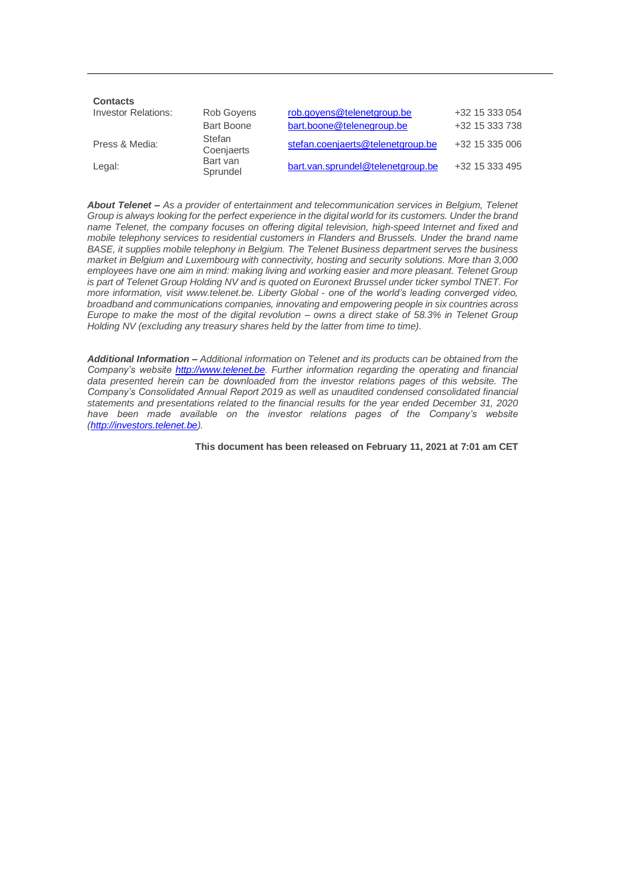**Contacts**

| | | | |
|---|---|---|---|
| Investor Relations: | Rob Goyens | rob.goyens@telenetgroup.be | +32 15 333 054 |
| | Bart Boone | bart.boone@telenegroup.be | +32 15 333 738 |
| Press & Media: | Stefan Coenjaerts | stefan.coenjaerts@telenetgroup.be | +32 15 335 006 |
| Legal: | Bart van Sprundel | bart.van.sprundel@telenetgroup.be | +32 15 333 495 |

***About Telenet –*** *As a provider of entertainment and telecommunication services in Belgium, Telenet Group is always looking for the perfect experience in the digital world for its customers. Under the brand name Telenet, the company focuses on offering digital television, high-speed Internet and fixed and mobile telephony services to residential customers in Flanders and Brussels. Under the brand name BASE, it supplies mobile telephony in Belgium. The Telenet Business department serves the business market in Belgium and Luxembourg with connectivity, hosting and security solutions. More than 3,000 employees have one aim in mind: making living and working easier and more pleasant. Telenet Group is part of Telenet Group Holding NV and is quoted on Euronext Brussel under ticker symbol TNET. For more information, visit www.telenet.be. Liberty Global - one of the world's leading converged video, broadband and communications companies, innovating and empowering people in six countries across Europe to make the most of the digital revolution – owns a direct stake of 58.3% in Telenet Group Holding NV (excluding any treasury shares held by the latter from time to time).*

***Additional Information –*** *Additional information on Telenet and its products can be obtained from the Company's website http://www.telenet.be. Further information regarding the operating and financial data presented herein can be downloaded from the investor relations pages of this website. The Company's Consolidated Annual Report 2019 as well as unaudited condensed consolidated financial statements and presentations related to the financial results for the year ended December 31, 2020 have been made available on the investor relations pages of the Company's website (http://investors.telenet.be).*

**This document has been released on February 11, 2021 at 7:01 am CET**